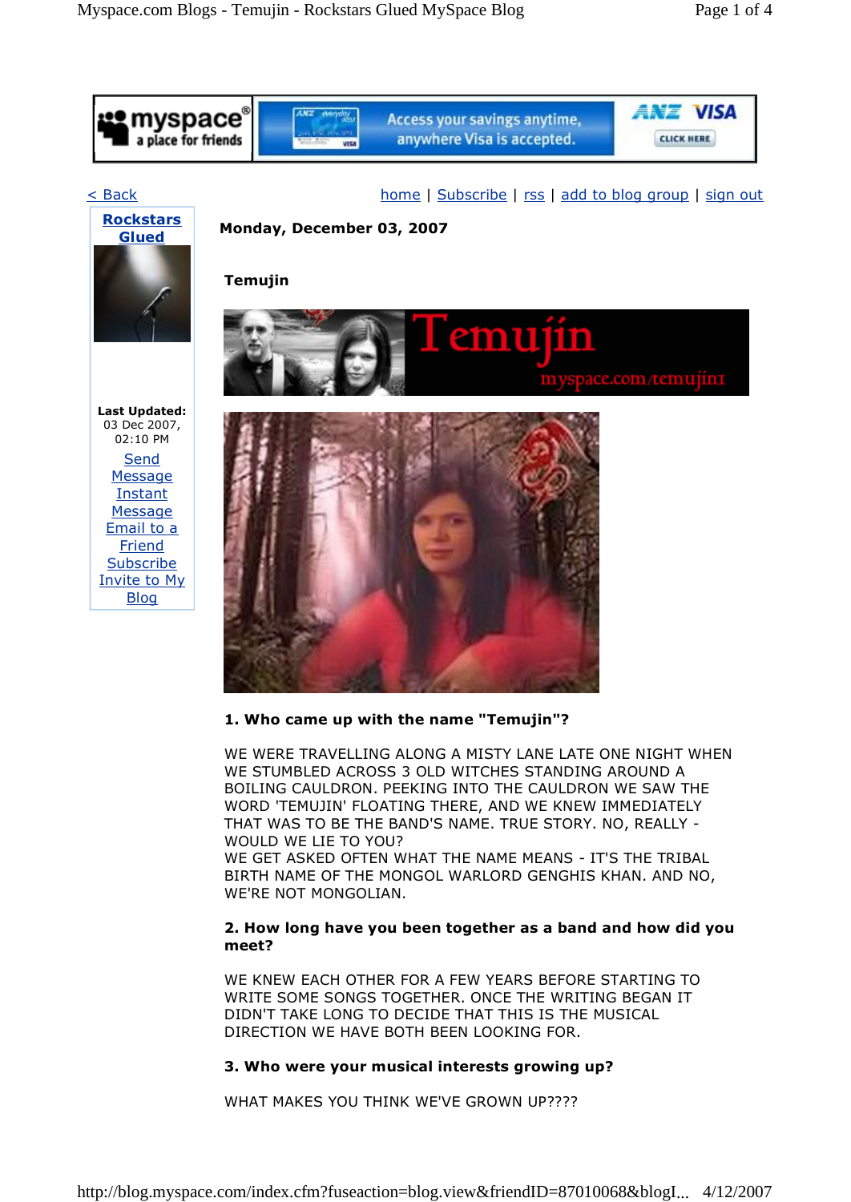< Back

home | Subscribe | rss | add to blog group | sign out

**Rockstars Glued**

**Last Updated:** 03 Dec 2007, 02:10 PM

Send Message
Instant Message
Email to a Friend
Subscribe
Invite to My Blog

**Monday, December 03, 2007**

### Temujin

**1. Who came up with the name "Temujin"?**

WE WERE TRAVELLING ALONG A MISTY LANE LATE ONE NIGHT WHEN WE STUMBLED ACROSS 3 OLD WITCHES STANDING AROUND A BOILING CAULDRON. PEEKING INTO THE CAULDRON WE SAW THE WORD 'TEMUJIN' FLOATING THERE, AND WE KNEW IMMEDIATELY THAT WAS TO BE THE BAND'S NAME. TRUE STORY. NO, REALLY - WOULD WE LIE TO YOU?
WE GET ASKED OFTEN WHAT THE NAME MEANS - IT'S THE TRIBAL BIRTH NAME OF THE MONGOL WARLORD GENGHIS KHAN. AND NO, WE'RE NOT MONGOLIAN.

**2. How long have you been together as a band and how did you meet?**

WE KNEW EACH OTHER FOR A FEW YEARS BEFORE STARTING TO WRITE SOME SONGS TOGETHER. ONCE THE WRITING BEGAN IT DIDN'T TAKE LONG TO DECIDE THAT THIS IS THE MUSICAL DIRECTION WE HAVE BOTH BEEN LOOKING FOR.

**3. Who were your musical interests growing up?**

WHAT MAKES YOU THINK WE'VE GROWN UP????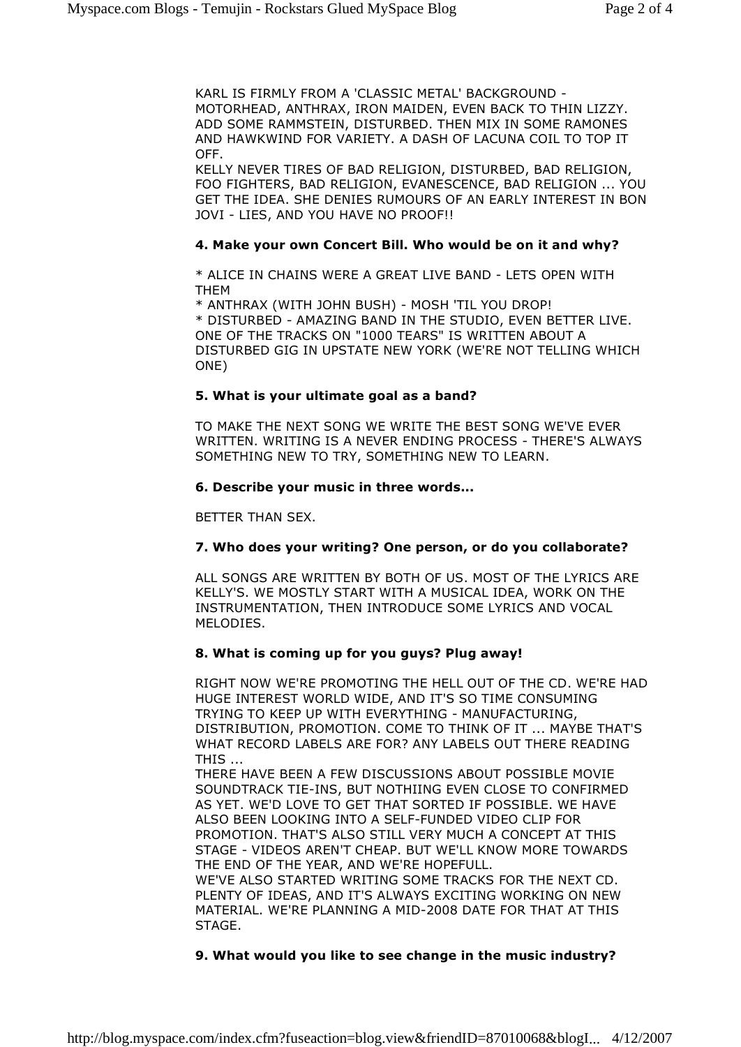KARL IS FIRMLY FROM A 'CLASSIC METAL' BACKGROUND - MOTORHEAD, ANTHRAX, IRON MAIDEN, EVEN BACK TO THIN LIZZY. ADD SOME RAMMSTEIN, DISTURBED. THEN MIX IN SOME RAMONES AND HAWKWIND FOR VARIETY. A DASH OF LACUNA COIL TO TOP IT OFF.
KELLY NEVER TIRES OF BAD RELIGION, DISTURBED, BAD RELIGION, FOO FIGHTERS, BAD RELIGION, EVANESCENCE, BAD RELIGION ... YOU GET THE IDEA. SHE DENIES RUMOURS OF AN EARLY INTEREST IN BON JOVI - LIES, AND YOU HAVE NO PROOF!!

**4. Make your own Concert Bill. Who would be on it and why?**

* ALICE IN CHAINS WERE A GREAT LIVE BAND - LETS OPEN WITH THEM
* ANTHRAX (WITH JOHN BUSH) - MOSH 'TIL YOU DROP!
* DISTURBED - AMAZING BAND IN THE STUDIO, EVEN BETTER LIVE. ONE OF THE TRACKS ON "1000 TEARS" IS WRITTEN ABOUT A DISTURBED GIG IN UPSTATE NEW YORK (WE'RE NOT TELLING WHICH ONE)

**5. What is your ultimate goal as a band?**

TO MAKE THE NEXT SONG WE WRITE THE BEST SONG WE'VE EVER WRITTEN. WRITING IS A NEVER ENDING PROCESS - THERE'S ALWAYS SOMETHING NEW TO TRY, SOMETHING NEW TO LEARN.

**6. Describe your music in three words...**

BETTER THAN SEX.

**7. Who does your writing? One person, or do you collaborate?**

ALL SONGS ARE WRITTEN BY BOTH OF US. MOST OF THE LYRICS ARE KELLY'S. WE MOSTLY START WITH A MUSICAL IDEA, WORK ON THE INSTRUMENTATION, THEN INTRODUCE SOME LYRICS AND VOCAL MELODIES.

**8. What is coming up for you guys? Plug away!**

RIGHT NOW WE'RE PROMOTING THE HELL OUT OF THE CD. WE'RE HAD HUGE INTEREST WORLD WIDE, AND IT'S SO TIME CONSUMING TRYING TO KEEP UP WITH EVERYTHING - MANUFACTURING, DISTRIBUTION, PROMOTION. COME TO THINK OF IT ... MAYBE THAT'S WHAT RECORD LABELS ARE FOR? ANY LABELS OUT THERE READING THIS ...
THERE HAVE BEEN A FEW DISCUSSIONS ABOUT POSSIBLE MOVIE SOUNDTRACK TIE-INS, BUT NOTHIING EVEN CLOSE TO CONFIRMED AS YET. WE'D LOVE TO GET THAT SORTED IF POSSIBLE. WE HAVE ALSO BEEN LOOKING INTO A SELF-FUNDED VIDEO CLIP FOR PROMOTION. THAT'S ALSO STILL VERY MUCH A CONCEPT AT THIS STAGE - VIDEOS AREN'T CHEAP. BUT WE'LL KNOW MORE TOWARDS THE END OF THE YEAR, AND WE'RE HOPEFULL.
WE'VE ALSO STARTED WRITING SOME TRACKS FOR THE NEXT CD. PLENTY OF IDEAS, AND IT'S ALWAYS EXCITING WORKING ON NEW MATERIAL. WE'RE PLANNING A MID-2008 DATE FOR THAT AT THIS STAGE.

**9. What would you like to see change in the music industry?**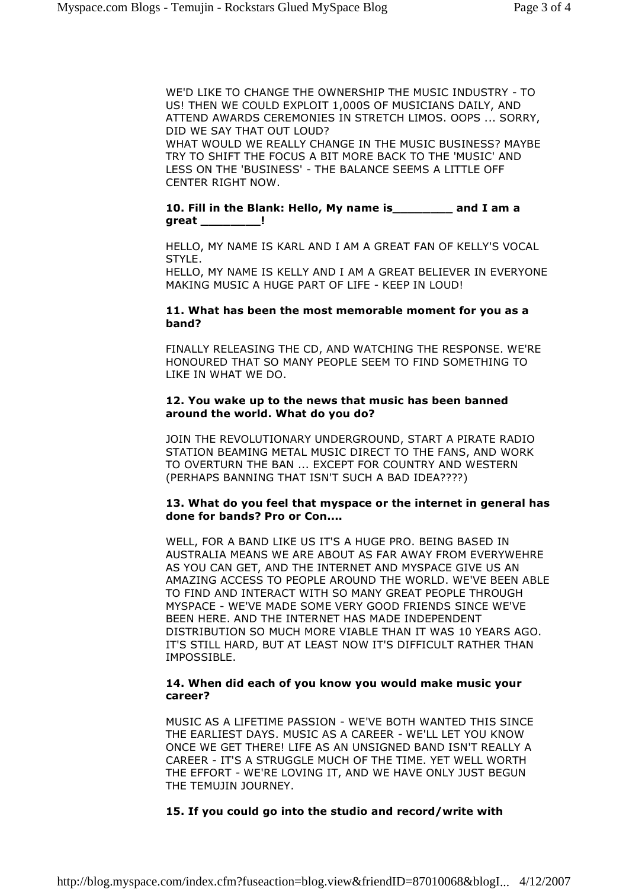WE'D LIKE TO CHANGE THE OWNERSHIP THE MUSIC INDUSTRY - TO US! THEN WE COULD EXPLOIT 1,000S OF MUSICIANS DAILY, AND ATTEND AWARDS CEREMONIES IN STRETCH LIMOS. OOPS ... SORRY, DID WE SAY THAT OUT LOUD?
WHAT WOULD WE REALLY CHANGE IN THE MUSIC BUSINESS? MAYBE TRY TO SHIFT THE FOCUS A BIT MORE BACK TO THE 'MUSIC' AND LESS ON THE 'BUSINESS' - THE BALANCE SEEMS A LITTLE OFF CENTER RIGHT NOW.

**10. Fill in the Blank: Hello, My name is________ and I am a great ________!**

HELLO, MY NAME IS KARL AND I AM A GREAT FAN OF KELLY'S VOCAL STYLE.
HELLO, MY NAME IS KELLY AND I AM A GREAT BELIEVER IN EVERYONE MAKING MUSIC A HUGE PART OF LIFE - KEEP IN LOUD!

**11. What has been the most memorable moment for you as a band?**

FINALLY RELEASING THE CD, AND WATCHING THE RESPONSE. WE'RE HONOURED THAT SO MANY PEOPLE SEEM TO FIND SOMETHING TO LIKE IN WHAT WE DO.

**12. You wake up to the news that music has been banned around the world. What do you do?**

JOIN THE REVOLUTIONARY UNDERGROUND, START A PIRATE RADIO STATION BEAMING METAL MUSIC DIRECT TO THE FANS, AND WORK TO OVERTURN THE BAN ... EXCEPT FOR COUNTRY AND WESTERN (PERHAPS BANNING THAT ISN'T SUCH A BAD IDEA????)

**13. What do you feel that myspace or the internet in general has done for bands? Pro or Con....**

WELL, FOR A BAND LIKE US IT'S A HUGE PRO. BEING BASED IN AUSTRALIA MEANS WE ARE ABOUT AS FAR AWAY FROM EVERYWEHRE AS YOU CAN GET, AND THE INTERNET AND MYSPACE GIVE US AN AMAZING ACCESS TO PEOPLE AROUND THE WORLD. WE'VE BEEN ABLE TO FIND AND INTERACT WITH SO MANY GREAT PEOPLE THROUGH MYSPACE - WE'VE MADE SOME VERY GOOD FRIENDS SINCE WE'VE BEEN HERE. AND THE INTERNET HAS MADE INDEPENDENT DISTRIBUTION SO MUCH MORE VIABLE THAN IT WAS 10 YEARS AGO. IT'S STILL HARD, BUT AT LEAST NOW IT'S DIFFICULT RATHER THAN IMPOSSIBLE.

**14. When did each of you know you would make music your career?**

MUSIC AS A LIFETIME PASSION - WE'VE BOTH WANTED THIS SINCE THE EARLIEST DAYS. MUSIC AS A CAREER - WE'LL LET YOU KNOW ONCE WE GET THERE! LIFE AS AN UNSIGNED BAND ISN'T REALLY A CAREER - IT'S A STRUGGLE MUCH OF THE TIME. YET WELL WORTH THE EFFORT - WE'RE LOVING IT, AND WE HAVE ONLY JUST BEGUN THE TEMUJIN JOURNEY.

**15. If you could go into the studio and record/write with**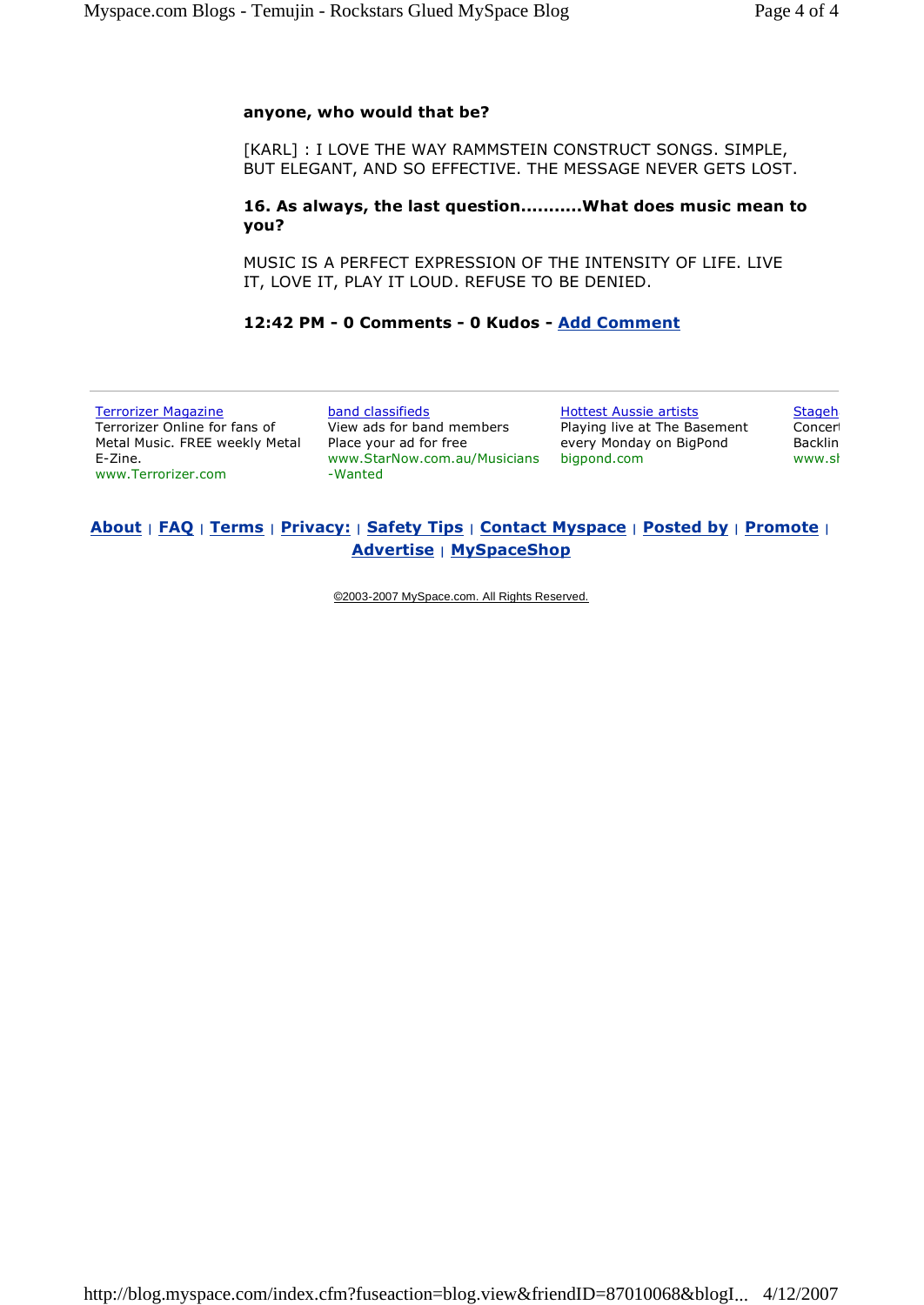**anyone, who would that be?**

[KARL] : I LOVE THE WAY RAMMSTEIN CONSTRUCT SONGS. SIMPLE, BUT ELEGANT, AND SO EFFECTIVE. THE MESSAGE NEVER GETS LOST.

**16. As always, the last question...........What does music mean to you?**

MUSIC IS A PERFECT EXPRESSION OF THE INTENSITY OF LIFE. LIVE IT, LOVE IT, PLAY IT LOUD. REFUSE TO BE DENIED.

**12:42 PM - 0 Comments - 0 Kudos - Add Comment**

---

Terrorizer Magazine
Terrorizer Online for fans of Metal Music. FREE weekly Metal E-Zine.
www.Terrorizer.com

band classifieds
View ads for band members Place your ad for free
www.StarNow.com.au/Musicians-Wanted

Hottest Aussie artists
Playing live at The Basement every Monday on BigPond
bigpond.com

Stageh
Concert
Backlin
www.st

**About** | **FAQ** | **Terms** | **Privacy:** | **Safety Tips** | **Contact Myspace** | **Posted by** | **Promote** | **Advertise** | **MySpaceShop**

©2003-2007 MySpace.com. All Rights Reserved.